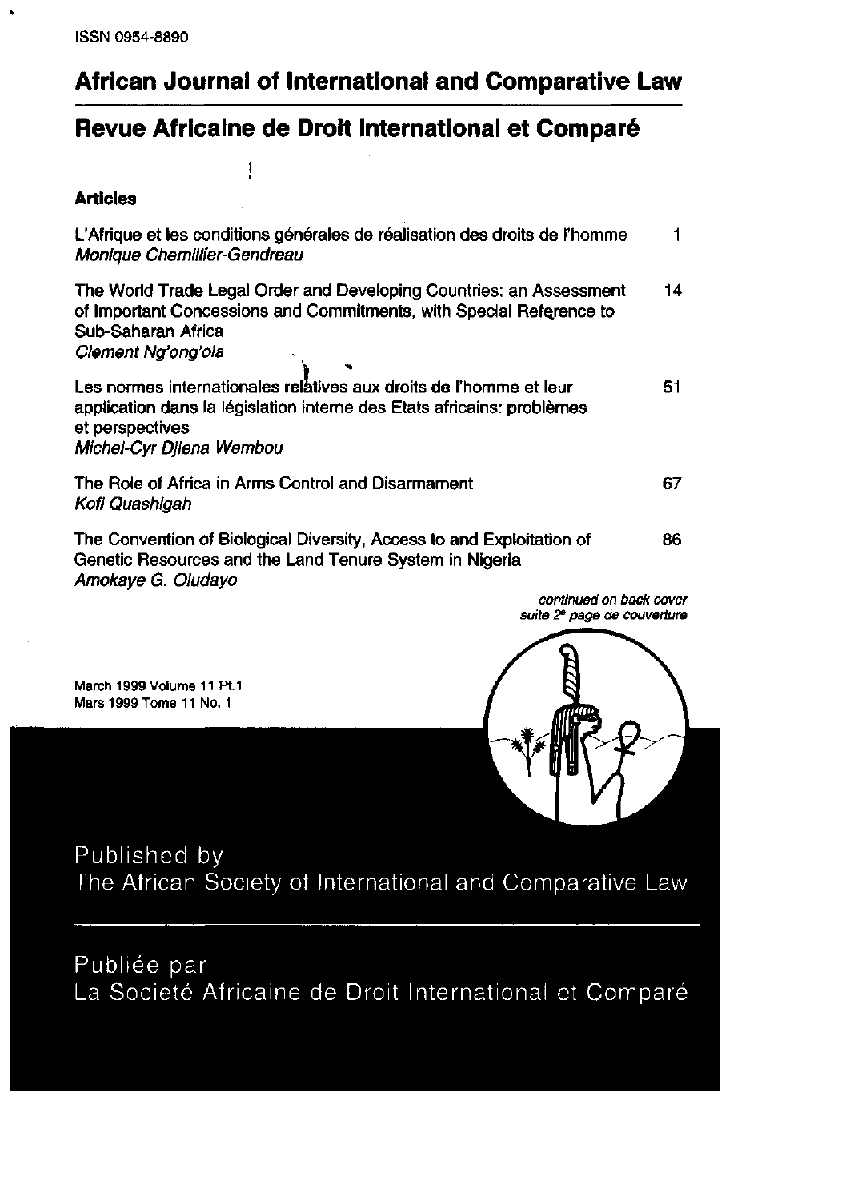ISSN 0954-8890

# African Journal of International and Comparative Law

# Revue Africaine de Droit International et Comparé

## Articles

| | |
|---|---|
| L'Afrique et les conditions générales de réalisation des droits de l'homme<br>*Monique Chemillier-Gendreau* | 1 |
| The World Trade Legal Order and Developing Countries: an Assessment of Important Concessions and Commitments, with Special Reference to Sub-Saharan Africa<br>*Clement Ng'ong'ola* | 14 |
| Les normes internationales relatives aux droits de l'homme et leur application dans la législation interne des Etats africains: problèmes et perspectives<br>*Michel-Cyr Djiena Wembou* | 51 |
| The Role of Africa in Arms Control and Disarmament<br>*Kofi Quashigah* | 67 |
| The Convention of Biological Diversity, Access to and Exploitation of Genetic Resources and the Land Tenure System in Nigeria<br>*Amokaye G. Oludayo* | 86 |

*continued on back cover*
*suite 2ᵉ page de couverture*

March 1999 Volume 11 Pt.1
Mars 1999 Tome 11 No. 1

Published by
The African Society of International and Comparative Law

Publiée par
La Societé Africaine de Droit International et Comparé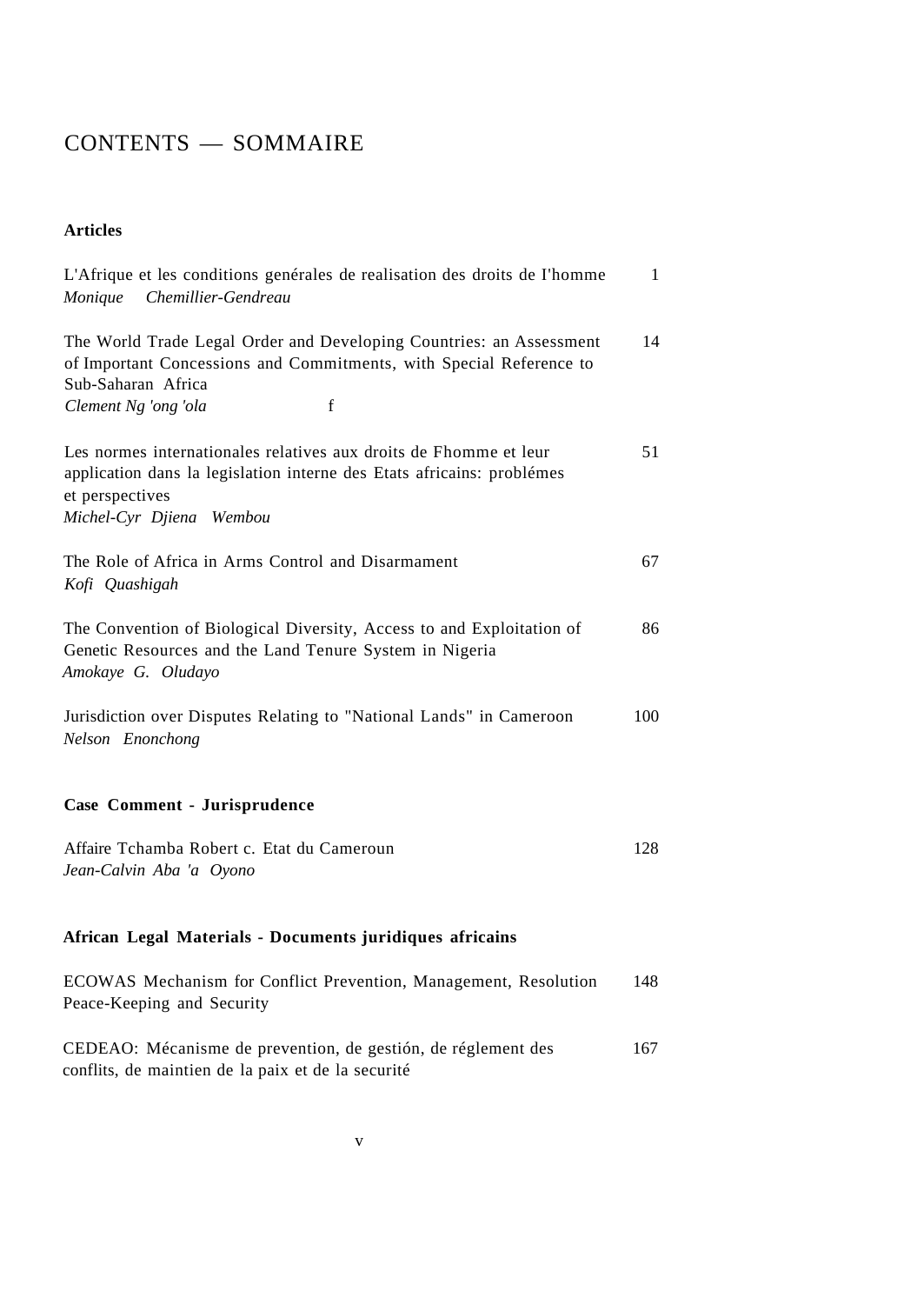# CONTENTS — SOMMAIRE

## Articles

L'Afrique et les conditions genérales de realisation des droits de I'homme — 1
*Monique Chemillier-Gendreau*

The World Trade Legal Order and Developing Countries: an Assessment of Important Concessions and Commitments, with Special Reference to Sub-Saharan Africa — 14
*Clement Ng 'ong 'ola*

Les normes internationales relatives aux droits de Fhomme et leur application dans la legislation interne des Etats africains: problémes et perspectives — 51
*Michel-Cyr Djiena Wembou*

The Role of Africa in Arms Control and Disarmament — 67
*Kofi Quashigah*

The Convention of Biological Diversity, Access to and Exploitation of Genetic Resources and the Land Tenure System in Nigeria — 86
*Amokaye G. Oludayo*

Jurisdiction over Disputes Relating to "National Lands" in Cameroon — 100
*Nelson Enonchong*

## Case Comment - Jurisprudence

Affaire Tchamba Robert c. Etat du Cameroun — 128
*Jean-Calvin Aba 'a Oyono*

## African Legal Materials - Documents juridiques africains

ECOWAS Mechanism for Conflict Prevention, Management, Resolution Peace-Keeping and Security — 148

CEDEAO: Mécanisme de prevention, de gestión, de réglement des conflits, de maintien de la paix et de la securité — 167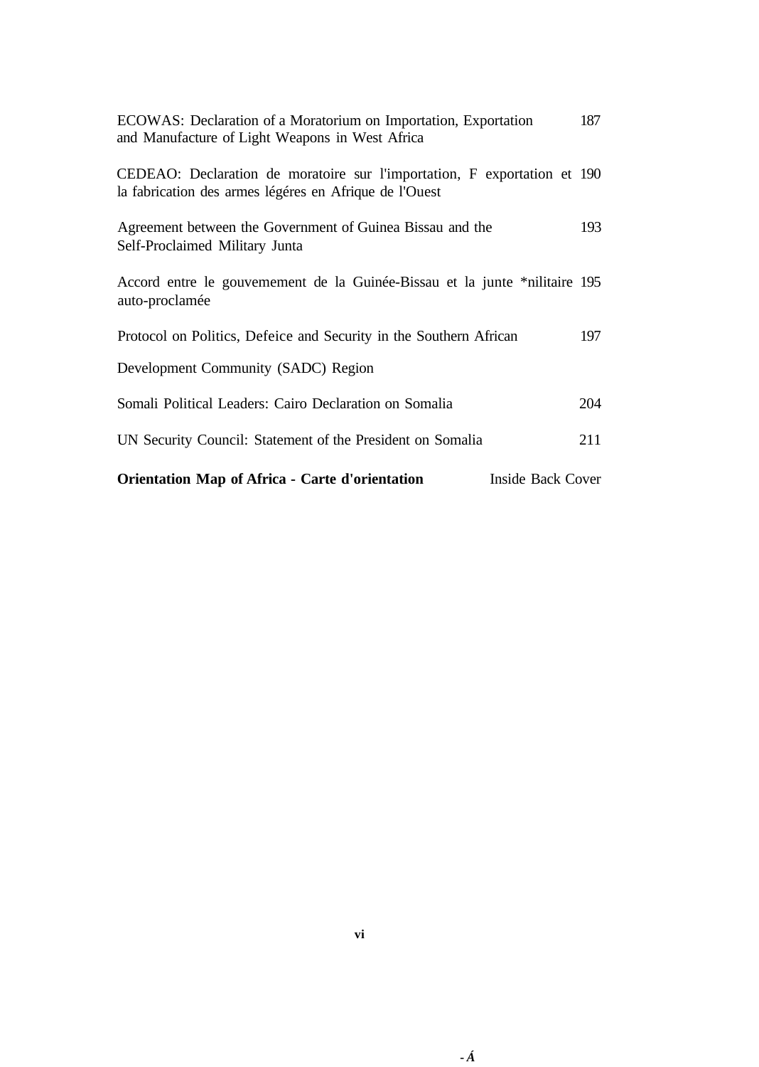| | |
|---|---|
| ECOWAS: Declaration of a Moratorium on Importation, Exportation and Manufacture of Light Weapons in West Africa | 187 |
| CEDEAO: Declaration de moratoire sur l'importation, F exportation et la fabrication des armes légéres en Afrique de l'Ouest | 190 |
| Agreement between the Government of Guinea Bissau and the Self-Proclaimed Military Junta | 193 |
| Accord entre le gouvemement de la Guinée-Bissau et la junte *nilitaire auto-proclamée | 195 |
| Protocol on Politics, Defeice and Security in the Southern African Development Community (SADC) Region | 197 |
| Somali Political Leaders: Cairo Declaration on Somalia | 204 |
| UN Security Council: Statement of the President on Somalia | 211 |
| **Orientation Map of Africa - Carte d'orientation** | Inside Back Cover |

*- Á*